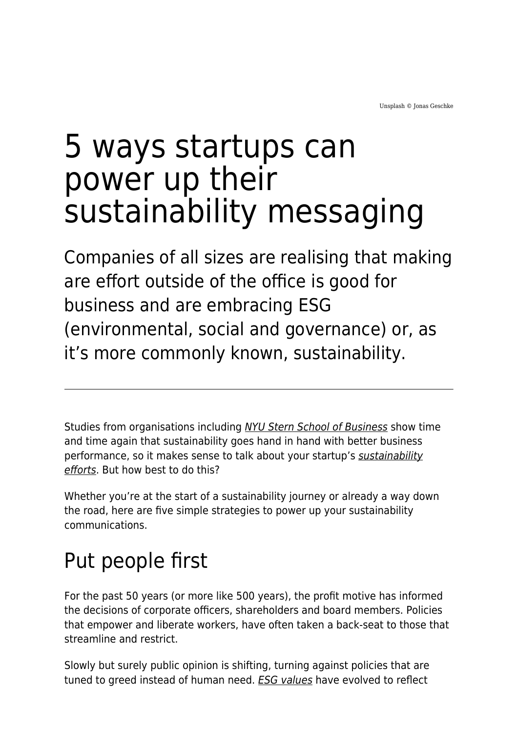Unsplash © Jonas Geschke

# 5 ways startups can power up their sustainability messaging

Companies of all sizes are realising that making are effort outside of the office is good for business and are embracing ESG (environmental, social and governance) or, as it's more commonly known, sustainability.

---

Studies from organisations including *NYU Stern School of Business* show time and time again that sustainability goes hand in hand with better business performance, so it makes sense to talk about your startup's *sustainability efforts*. But how best to do this?

Whether you're at the start of a sustainability journey or already a way down the road, here are five simple strategies to power up your sustainability communications.

## Put people first

For the past 50 years (or more like 500 years), the profit motive has informed the decisions of corporate officers, shareholders and board members. Policies that empower and liberate workers, have often taken a back-seat to those that streamline and restrict.

Slowly but surely public opinion is shifting, turning against policies that are tuned to greed instead of human need. *ESG values* have evolved to reflect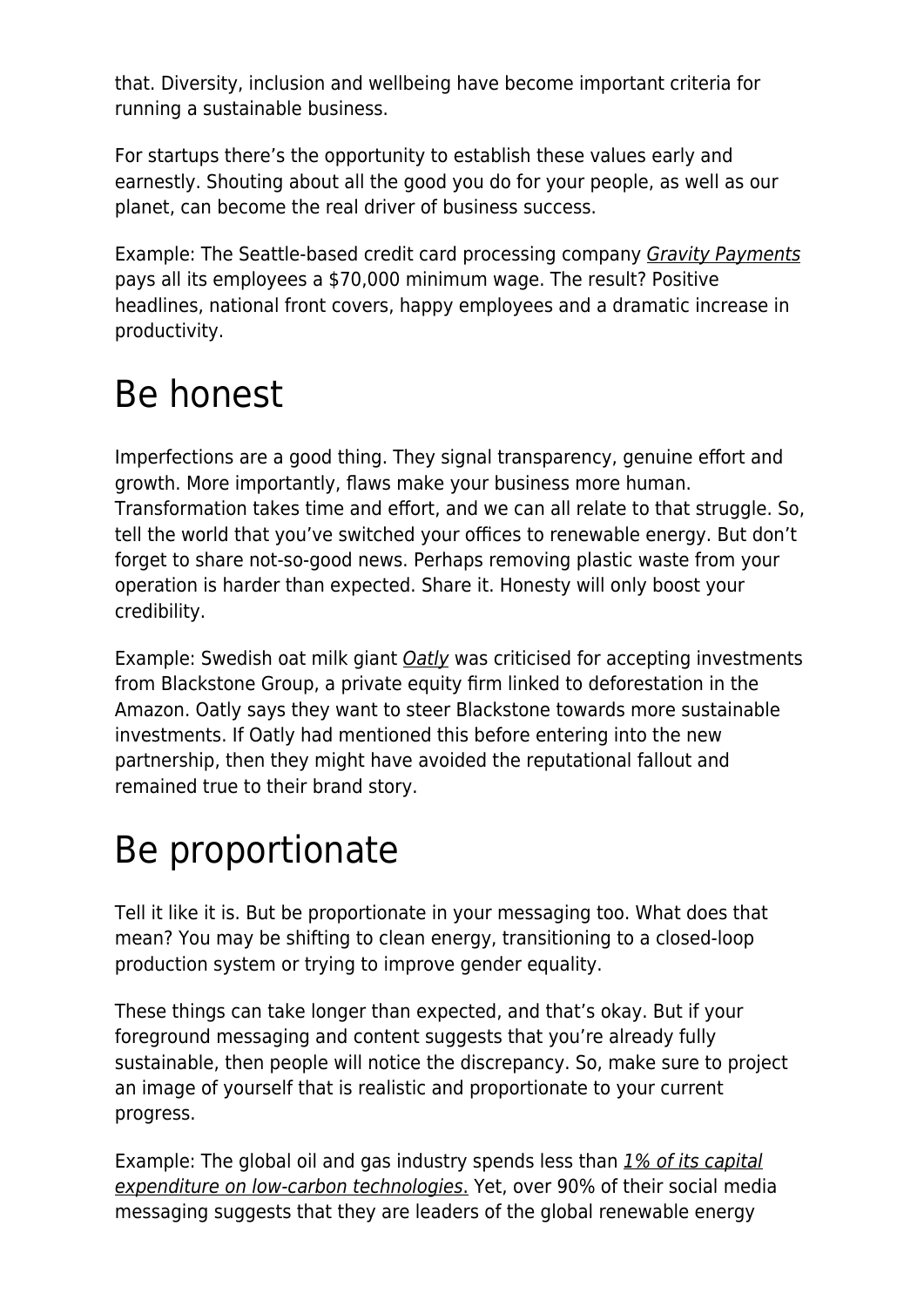that. Diversity, inclusion and wellbeing have become important criteria for running a sustainable business.

For startups there's the opportunity to establish these values early and earnestly. Shouting about all the good you do for your people, as well as our planet, can become the real driver of business success.

Example: The Seattle-based credit card processing company *Gravity Payments* pays all its employees a $70,000 minimum wage. The result? Positive headlines, national front covers, happy employees and a dramatic increase in productivity.

# Be honest

Imperfections are a good thing. They signal transparency, genuine effort and growth. More importantly, flaws make your business more human. Transformation takes time and effort, and we can all relate to that struggle. So, tell the world that you've switched your offices to renewable energy. But don't forget to share not-so-good news. Perhaps removing plastic waste from your operation is harder than expected. Share it. Honesty will only boost your credibility.

Example: Swedish oat milk giant *Oatly* was criticised for accepting investments from Blackstone Group, a private equity firm linked to deforestation in the Amazon. Oatly says they want to steer Blackstone towards more sustainable investments. If Oatly had mentioned this before entering into the new partnership, then they might have avoided the reputational fallout and remained true to their brand story.

# Be proportionate

Tell it like it is. But be proportionate in your messaging too. What does that mean? You may be shifting to clean energy, transitioning to a closed-loop production system or trying to improve gender equality.

These things can take longer than expected, and that's okay. But if your foreground messaging and content suggests that you're already fully sustainable, then people will notice the discrepancy. So, make sure to project an image of yourself that is realistic and proportionate to your current progress.

Example: The global oil and gas industry spends less than *1% of its capital expenditure on low-carbon technologies.* Yet, over 90% of their social media messaging suggests that they are leaders of the global renewable energy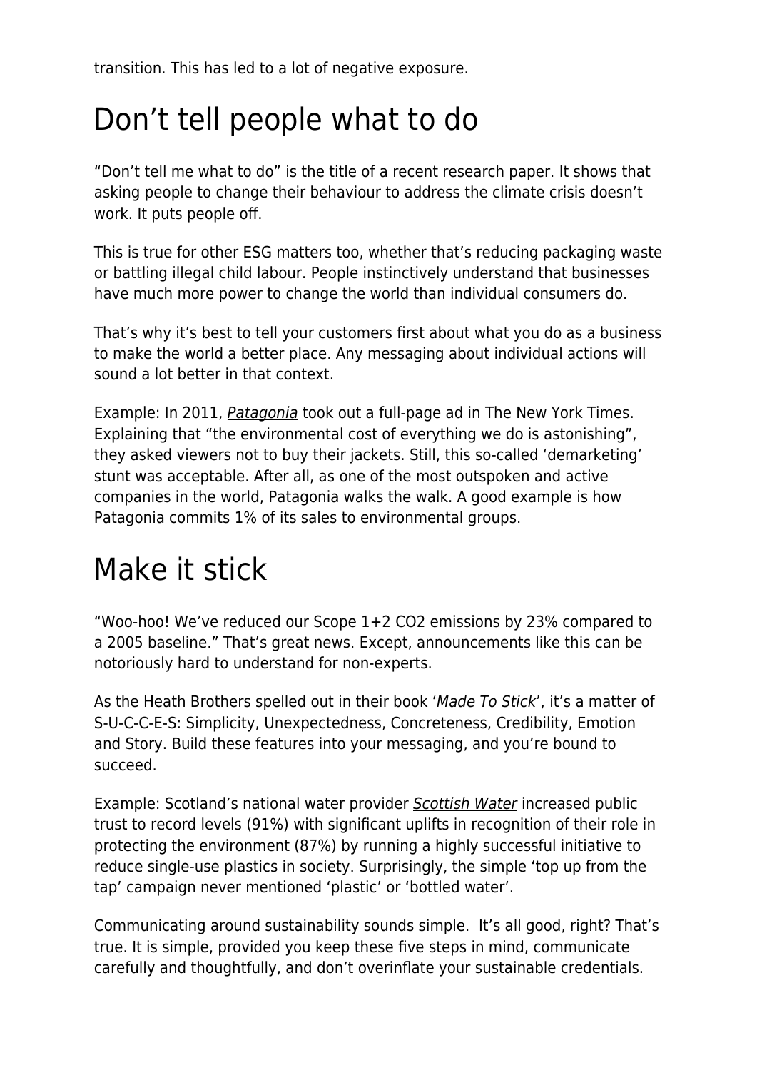transition. This has led to a lot of negative exposure.

## Don't tell people what to do

"Don't tell me what to do" is the title of a recent research paper. It shows that asking people to change their behaviour to address the climate crisis doesn't work. It puts people off.

This is true for other ESG matters too, whether that's reducing packaging waste or battling illegal child labour. People instinctively understand that businesses have much more power to change the world than individual consumers do.

That's why it's best to tell your customers first about what you do as a business to make the world a better place. Any messaging about individual actions will sound a lot better in that context.

Example: In 2011, *Patagonia* took out a full-page ad in The New York Times. Explaining that "the environmental cost of everything we do is astonishing", they asked viewers not to buy their jackets. Still, this so-called 'demarketing' stunt was acceptable. After all, as one of the most outspoken and active companies in the world, Patagonia walks the walk. A good example is how Patagonia commits 1% of its sales to environmental groups.

## Make it stick

"Woo-hoo! We've reduced our Scope 1+2 $CO_2$ emissions by 23% compared to a 2005 baseline." That's great news. Except, announcements like this can be notoriously hard to understand for non-experts.

As the Heath Brothers spelled out in their book '*Made To Stick*', it's a matter of S-U-C-C-E-S: Simplicity, Unexpectedness, Concreteness, Credibility, Emotion and Story. Build these features into your messaging, and you're bound to succeed.

Example: Scotland's national water provider *Scottish Water* increased public trust to record levels (91%) with significant uplifts in recognition of their role in protecting the environment (87%) by running a highly successful initiative to reduce single-use plastics in society. Surprisingly, the simple 'top up from the tap' campaign never mentioned 'plastic' or 'bottled water'.

Communicating around sustainability sounds simple. It's all good, right? That's true. It is simple, provided you keep these five steps in mind, communicate carefully and thoughtfully, and don't overinflate your sustainable credentials.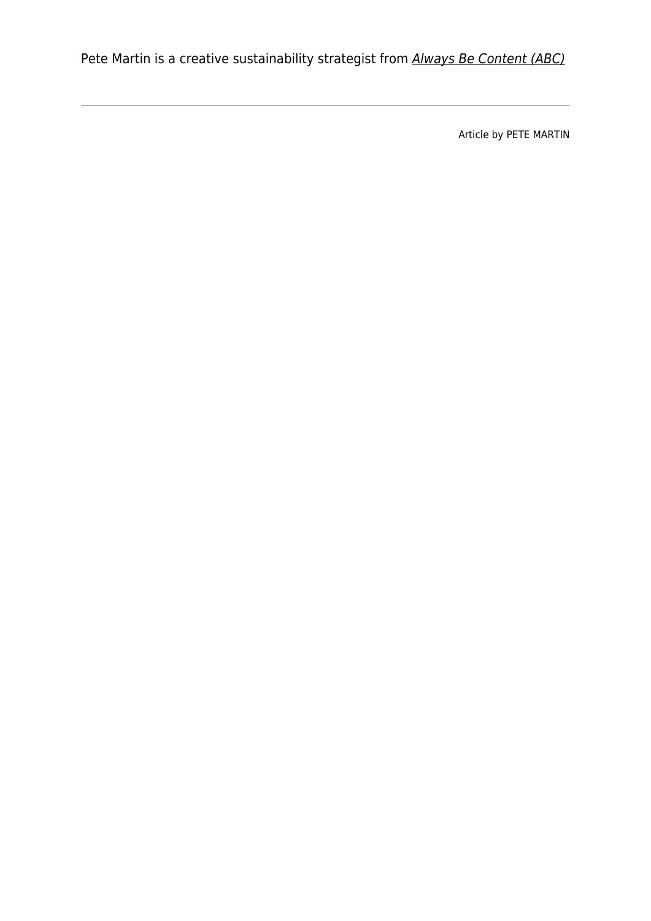Pete Martin is a creative sustainability strategist from *Always Be Content (ABC)*

---

Article by PETE MARTIN